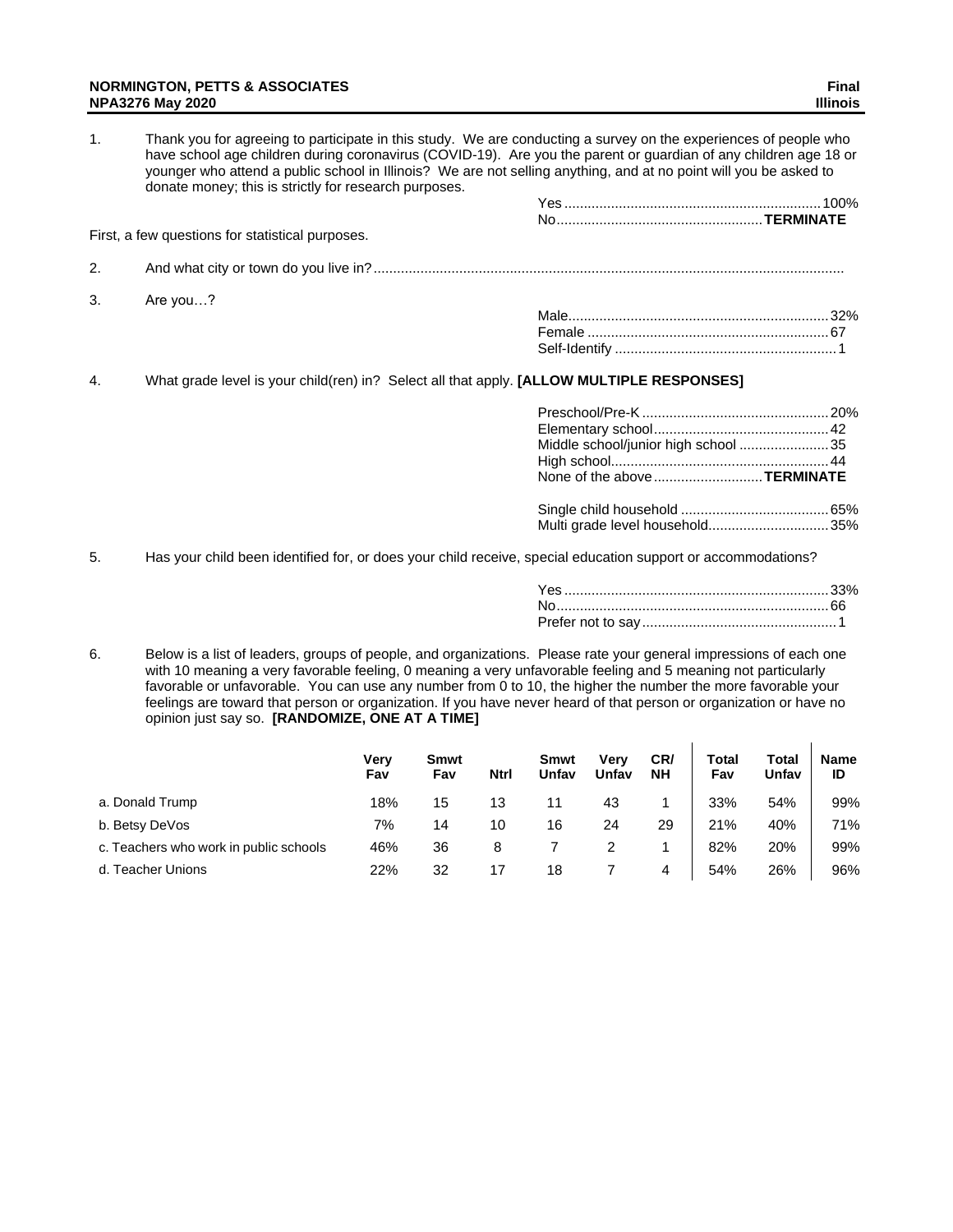1. Thank you for agreeing to participate in this study. We are conducting a survey on the experiences of people who have school age children during coronavirus (COVID-19). Are you the parent or guardian of any children age 18 or younger who attend a public school in Illinois? We are not selling anything, and at no point will you be asked to donate money; this is strictly for research purposes.

| | |
|---|---|
| Yes | 100% |
| No | **TERMINATE** |

First, a few questions for statistical purposes.

2. And what city or town do you live in?

3. Are you…?

| | |
|---|---|
| Male | 32% |
| Female | 67 |
| Self-Identify | 1 |

4. What grade level is your child(ren) in? Select all that apply. **[ALLOW MULTIPLE RESPONSES]**

| | |
|---|---|
| Preschool/Pre-K | 20% |
| Elementary school | 42 |
| Middle school/junior high school | 35 |
| High school | 44 |
| None of the above | **TERMINATE** |

| | |
|---|---|
| Single child household | 65% |
| Multi grade level household | 35% |

5. Has your child been identified for, or does your child receive, special education support or accommodations?

| | |
|---|---|
| Yes | 33% |
| No | 66 |
| Prefer not to say | 1 |

6. Below is a list of leaders, groups of people, and organizations. Please rate your general impressions of each one with 10 meaning a very favorable feeling, 0 meaning a very unfavorable feeling and 5 meaning not particularly favorable or unfavorable. You can use any number from 0 to 10, the higher the number the more favorable your feelings are toward that person or organization. If you have never heard of that person or organization or have no opinion just say so. **[RANDOMIZE, ONE AT A TIME]**

| | Very Fav | Smwt Fav | Ntrl | Smwt Unfav | Very Unfav | CR/ NH | Total Fav | Total Unfav | Name ID |
|---|---|---|---|---|---|---|---|---|---|
| a. Donald Trump | 18% | 15 | 13 | 11 | 43 | 1 | 33% | 54% | 99% |
| b. Betsy DeVos | 7% | 14 | 10 | 16 | 24 | 29 | 21% | 40% | 71% |
| c. Teachers who work in public schools | 46% | 36 | 8 | 7 | 2 | 1 | 82% | 20% | 99% |
| d. Teacher Unions | 22% | 32 | 17 | 18 | 7 | 4 | 54% | 26% | 96% |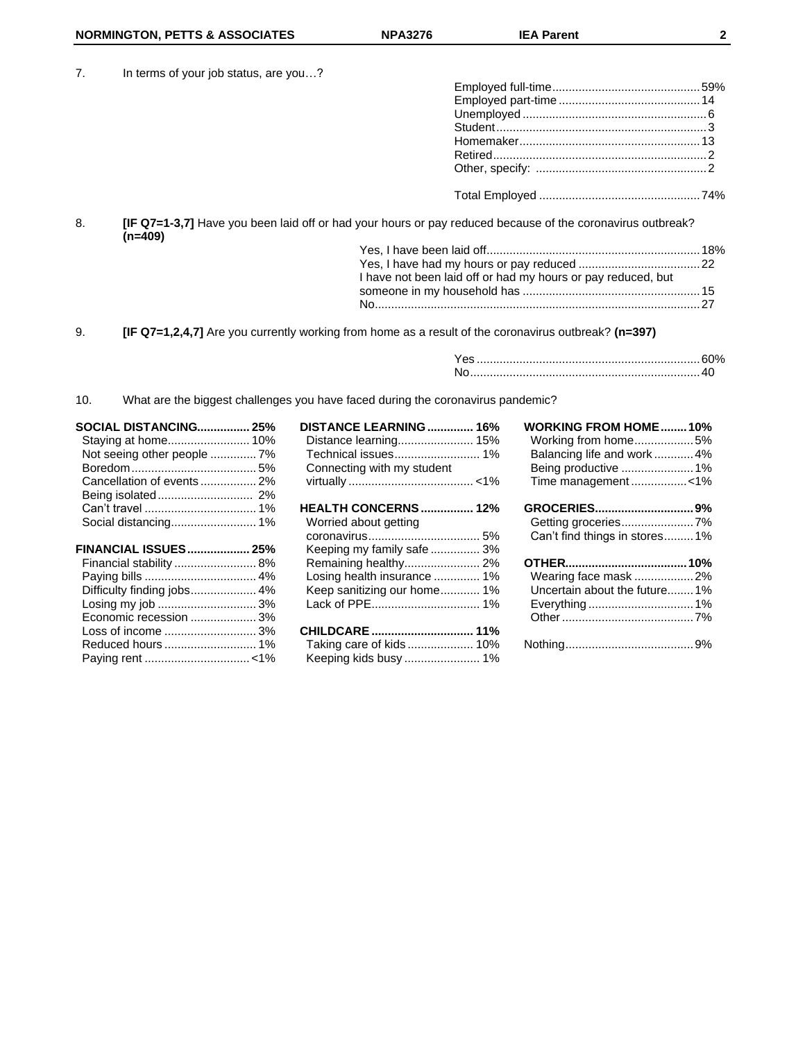7. In terms of your job status, are you…?

| | |
|---|---|
| Employed full-time | 59% |
| Employed part-time | 14 |
| Unemployed | 6 |
| Student | 3 |
| Homemaker | 13 |
| Retired | 2 |
| Other, specify: | 2 |
| | |
| Total Employed | 74% |

8. **[IF Q7=1-3,7]** Have you been laid off or had your hours or pay reduced because of the coronavirus outbreak? **(n=409)**

| | |
|---|---|
| Yes, I have been laid off | 18% |
| Yes, I have had my hours or pay reduced | 22 |
| I have not been laid off or had my hours or pay reduced, but someone in my household has | 15 |
| No | 27 |

9. **[IF Q7=1,2,4,7]** Are you currently working from home as a result of the coronavirus outbreak? **(n=397)**

| | |
|---|---|
| Yes | 60% |
| No | 40 |

10. What are the biggest challenges you have faced during the coronavirus pandemic?

| | |
|---|---|
| **SOCIAL DISTANCING** | **25%** |
| Staying at home | 10% |
| Not seeing other people | 7% |
| Boredom | 5% |
| Cancellation of events | 2% |
| Being isolated | 2% |
| Can't travel | 1% |
| Social distancing | 1% |
| **FINANCIAL ISSUES** | **25%** |
| Financial stability | 8% |
| Paying bills | 4% |
| Difficulty finding jobs | 4% |
| Losing my job | 3% |
| Economic recession | 3% |
| Loss of income | 3% |
| Reduced hours | 1% |
| Paying rent | <1% |
| **DISTANCE LEARNING** | **16%** |
| Distance learning | 15% |
| Technical issues | 1% |
| Connecting with my student virtually | <1% |
| **HEALTH CONCERNS** | **12%** |
| Worried about getting coronavirus | 5% |
| Keeping my family safe | 3% |
| Remaining healthy | 2% |
| Losing health insurance | 1% |
| Keep sanitizing our home | 1% |
| Lack of PPE | 1% |
| **CHILDCARE** | **11%** |
| Taking care of kids | 10% |
| Keeping kids busy | 1% |
| **WORKING FROM HOME** | **10%** |
| Working from home | 5% |
| Balancing life and work | 4% |
| Being productive | 1% |
| Time management | <1% |
| **GROCERIES** | **9%** |
| Getting groceries | 7% |
| Can't find things in stores | 1% |
| **OTHER** | **10%** |
| Wearing face mask | 2% |
| Uncertain about the future | 1% |
| Everything | 1% |
| Other | 7% |
| Nothing | 9% |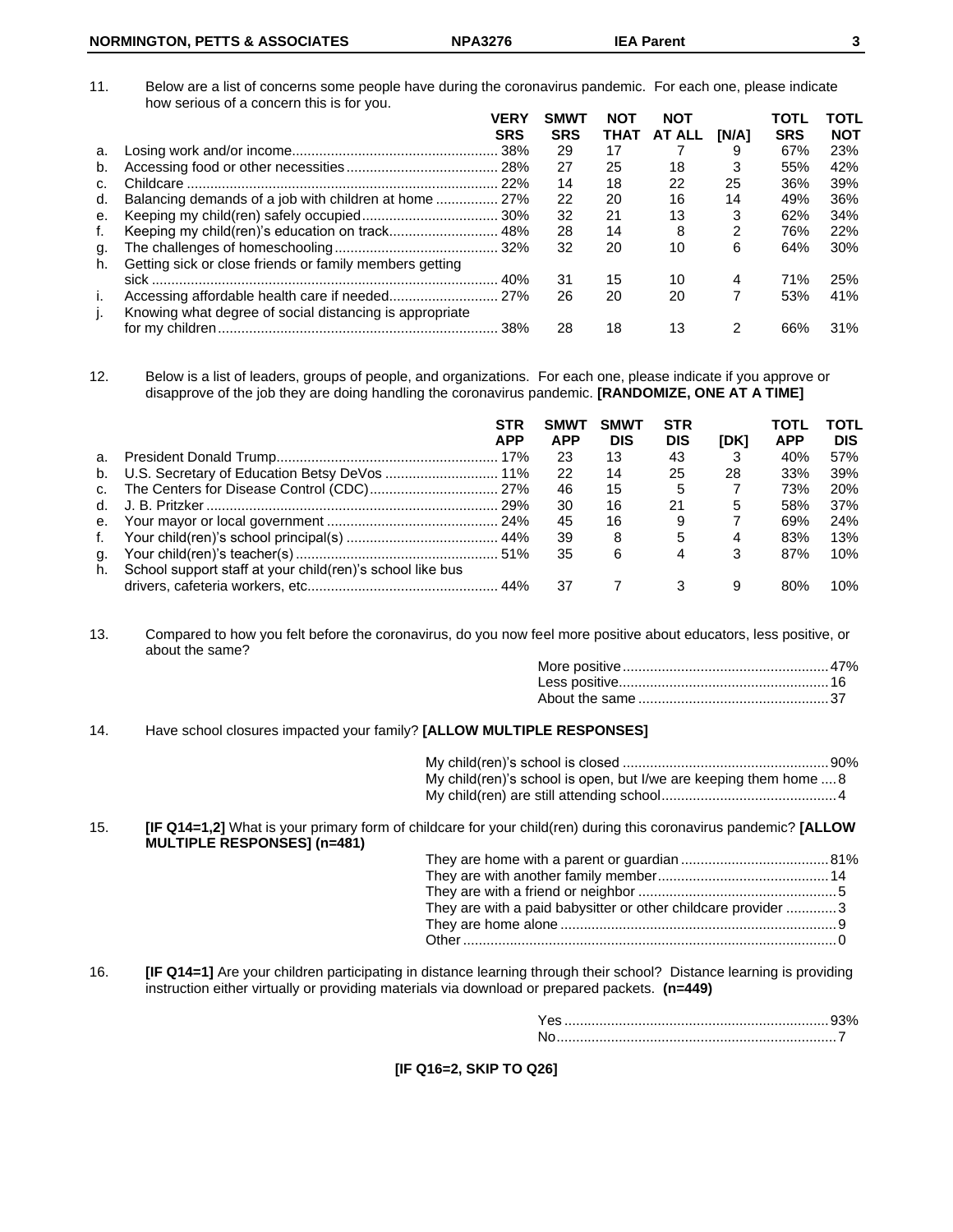11. Below are a list of concerns some people have during the coronavirus pandemic. For each one, please indicate how serious of a concern this is for you.

| | | VERY SRS | SMWT SRS | NOT THAT | NOT AT ALL | [N/A] | TOTL SRS | TOTL NOT |
|---|---|---|---|---|---|---|---|---|
| a. | Losing work and/or income | 38% | 29 | 17 | 7 | 9 | 67% | 23% |
| b. | Accessing food or other necessities | 28% | 27 | 25 | 18 | 3 | 55% | 42% |
| c. | Childcare | 22% | 14 | 18 | 22 | 25 | 36% | 39% |
| d. | Balancing demands of a job with children at home | 27% | 22 | 20 | 16 | 14 | 49% | 36% |
| e. | Keeping my child(ren) safely occupied | 30% | 32 | 21 | 13 | 3 | 62% | 34% |
| f. | Keeping my child(ren)'s education on track | 48% | 28 | 14 | 8 | 2 | 76% | 22% |
| g. | The challenges of homeschooling | 32% | 32 | 20 | 10 | 6 | 64% | 30% |
| h. | Getting sick or close friends or family members getting sick | 40% | 31 | 15 | 10 | 4 | 71% | 25% |
| i. | Accessing affordable health care if needed | 27% | 26 | 20 | 20 | 7 | 53% | 41% |
| j. | Knowing what degree of social distancing is appropriate for my children | 38% | 28 | 18 | 13 | 2 | 66% | 31% |

12. Below is a list of leaders, groups of people, and organizations. For each one, please indicate if you approve or disapprove of the job they are doing handling the coronavirus pandemic. **[RANDOMIZE, ONE AT A TIME]**

| | | STR APP | SMWT APP | SMWT DIS | STR DIS | [DK] | TOTL APP | TOTL DIS |
|---|---|---|---|---|---|---|---|---|
| a. | President Donald Trump | 17% | 23 | 13 | 43 | 3 | 40% | 57% |
| b. | U.S. Secretary of Education Betsy DeVos | 11% | 22 | 14 | 25 | 28 | 33% | 39% |
| c. | The Centers for Disease Control (CDC) | 27% | 46 | 15 | 5 | 7 | 73% | 20% |
| d. | J. B. Pritzker | 29% | 30 | 16 | 21 | 5 | 58% | 37% |
| e. | Your mayor or local government | 24% | 45 | 16 | 9 | 7 | 69% | 24% |
| f. | Your child(ren)'s school principal(s) | 44% | 39 | 8 | 5 | 4 | 83% | 13% |
| g. | Your child(ren)'s teacher(s) | 51% | 35 | 6 | 4 | 3 | 87% | 10% |
| h. | School support staff at your child(ren)'s school like bus drivers, cafeteria workers, etc. | 44% | 37 | 7 | 3 | 9 | 80% | 10% |

13. Compared to how you felt before the coronavirus, do you now feel more positive about educators, less positive, or about the same?

| | |
|---|---|
| More positive | 47% |
| Less positive | 16 |
| About the same | 37 |

14. Have school closures impacted your family? **[ALLOW MULTIPLE RESPONSES]**

| | |
|---|---|
| My child(ren)'s school is closed | 90% |
| My child(ren)'s school is open, but I/we are keeping them home | 8 |
| My child(ren) are still attending school | 4 |

15. **[IF Q14=1,2]** What is your primary form of childcare for your child(ren) during this coronavirus pandemic? **[ALLOW MULTIPLE RESPONSES] (n=481)**

| | |
|---|---|
| They are home with a parent or guardian | 81% |
| They are with another family member | 14 |
| They are with a friend or neighbor | 5 |
| They are with a paid babysitter or other childcare provider | 3 |
| They are home alone | 9 |
| Other | 0 |

16. **[IF Q14=1]** Are your children participating in distance learning through their school? Distance learning is providing instruction either virtually or providing materials via download or prepared packets. **(n=449)**

| | |
|---|---|
| Yes | 93% |
| No | 7 |

**[IF Q16=2, SKIP TO Q26]**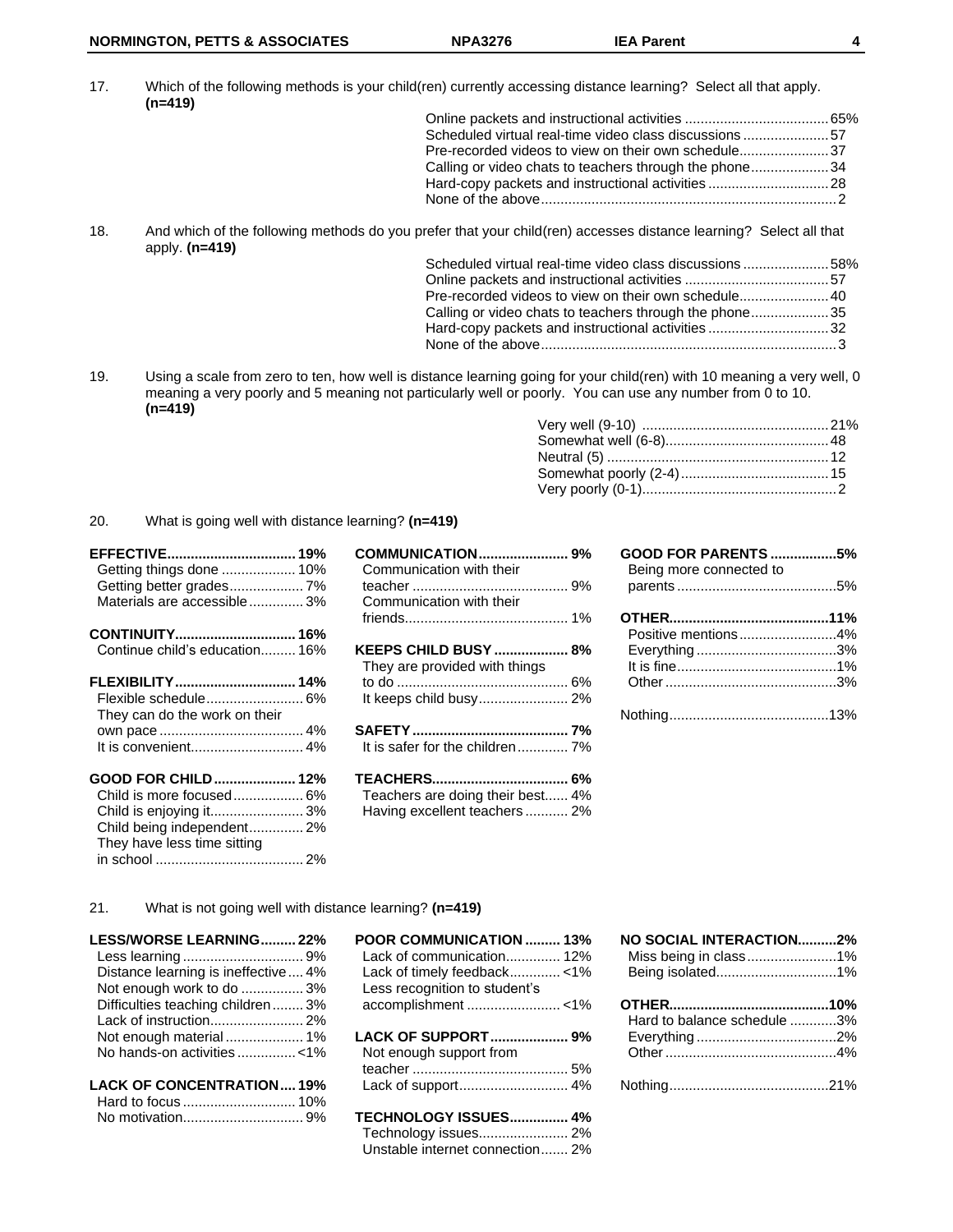17. Which of the following methods is your child(ren) currently accessing distance learning? Select all that apply. **(n=419)**

| Method | % |
|---|---|
| Online packets and instructional activities | 65% |
| Scheduled virtual real-time video class discussions | 57 |
| Pre-recorded videos to view on their own schedule | 37 |
| Calling or video chats to teachers through the phone | 34 |
| Hard-copy packets and instructional activities | 28 |
| None of the above | 2 |

18. And which of the following methods do you prefer that your child(ren) accesses distance learning? Select all that apply. **(n=419)**

| Method | % |
|---|---|
| Scheduled virtual real-time video class discussions | 58% |
| Online packets and instructional activities | 57 |
| Pre-recorded videos to view on their own schedule | 40 |
| Calling or video chats to teachers through the phone | 35 |
| Hard-copy packets and instructional activities | 32 |
| None of the above | 3 |

19. Using a scale from zero to ten, how well is distance learning going for your child(ren) with 10 meaning a very well, 0 meaning a very poorly and 5 meaning not particularly well or poorly. You can use any number from 0 to 10. **(n=419)**

| Rating | % |
|---|---|
| Very well (9-10) | 21% |
| Somewhat well (6-8) | 48 |
| Neutral (5) | 12 |
| Somewhat poorly (2-4) | 15 |
| Very poorly (0-1) | 2 |

20. What is going well with distance learning? **(n=419)**

**EFFECTIVE ........ 19%**
- Getting things done ........ 10%
- Getting better grades ........ 7%
- Materials are accessible ........ 3%

**CONTINUITY ........ 16%**
- Continue child's education ........ 16%

**FLEXIBILITY ........ 14%**
- Flexible schedule ........ 6%
- They can do the work on their own pace ........ 4%
- It is convenient ........ 4%

**GOOD FOR CHILD ........ 12%**
- Child is more focused ........ 6%
- Child is enjoying it ........ 3%
- Child being independent ........ 2%
- They have less time sitting in school ........ 2%

**COMMUNICATION ........ 9%**
- Communication with their teacher ........ 9%
- Communication with their friends ........ 1%

**KEEPS CHILD BUSY ........ 8%**
- They are provided with things to do ........ 6%
- It keeps child busy ........ 2%

**SAFETY ........ 7%**
- It is safer for the children ........ 7%

**TEACHERS ........ 6%**
- Teachers are doing their best ........ 4%
- Having excellent teachers ........ 2%

**GOOD FOR PARENTS ........ 5%**
- Being more connected to parents ........ 5%

**OTHER ........ 11%**
- Positive mentions ........ 4%
- Everything ........ 3%
- It is fine ........ 1%
- Other ........ 3%

Nothing ........ 13%

21. What is not going well with distance learning? **(n=419)**

**LESS/WORSE LEARNING ........ 22%**
- Less learning ........ 9%
- Distance learning is ineffective ........ 4%
- Not enough work to do ........ 3%
- Difficulties teaching children ........ 3%
- Lack of instruction ........ 2%
- Not enough material ........ 1%
- No hands-on activities ........ <1%

**LACK OF CONCENTRATION ........ 19%**
- Hard to focus ........ 10%
- No motivation ........ 9%

**POOR COMMUNICATION ........ 13%**
- Lack of communication ........ 12%
- Lack of timely feedback ........ <1%
- Less recognition to student's accomplishment ........ <1%

**LACK OF SUPPORT ........ 9%**
- Not enough support from teacher ........ 5%
- Lack of support ........ 4%

**TECHNOLOGY ISSUES ........ 4%**
- Technology issues ........ 2%
- Unstable internet connection ........ 2%

**NO SOCIAL INTERACTION ........ 2%**
- Miss being in class ........ 1%
- Being isolated ........ 1%

**OTHER ........ 10%**
- Hard to balance schedule ........ 3%
- Everything ........ 2%
- Other ........ 4%

Nothing ........ 21%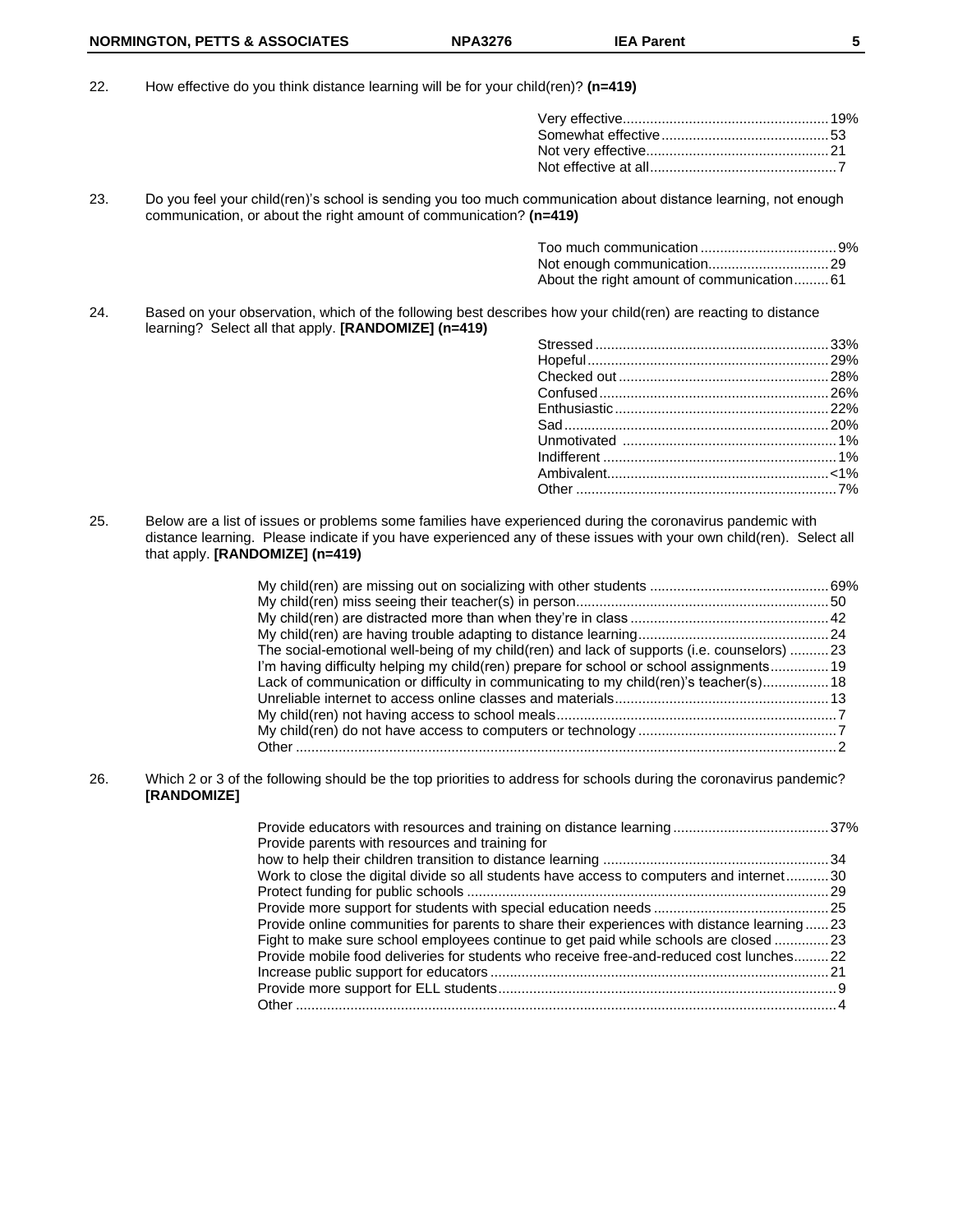22. How effective do you think distance learning will be for your child(ren)? **(n=419)**

| | |
|---|---|
| Very effective | 19% |
| Somewhat effective | 53 |
| Not very effective | 21 |
| Not effective at all | 7 |

23. Do you feel your child(ren)'s school is sending you too much communication about distance learning, not enough communication, or about the right amount of communication? **(n=419)**

| | |
|---|---|
| Too much communication | 9% |
| Not enough communication | 29 |
| About the right amount of communication | 61 |

24. Based on your observation, which of the following best describes how your child(ren) are reacting to distance learning? Select all that apply. **[RANDOMIZE] (n=419)**

| | |
|---|---|
| Stressed | 33% |
| Hopeful | 29% |
| Checked out | 28% |
| Confused | 26% |
| Enthusiastic | 22% |
| Sad | 20% |
| Unmotivated | 1% |
| Indifferent | 1% |
| Ambivalent | <1% |
| Other | 7% |

25. Below are a list of issues or problems some families have experienced during the coronavirus pandemic with distance learning. Please indicate if you have experienced any of these issues with your own child(ren). Select all that apply. **[RANDOMIZE] (n=419)**

| | |
|---|---|
| My child(ren) are missing out on socializing with other students | 69% |
| My child(ren) miss seeing their teacher(s) in person | 50 |
| My child(ren) are distracted more than when they're in class | 42 |
| My child(ren) are having trouble adapting to distance learning | 24 |
| The social-emotional well-being of my child(ren) and lack of supports (i.e. counselors) | 23 |
| I'm having difficulty helping my child(ren) prepare for school or school assignments | 19 |
| Lack of communication or difficulty in communicating to my child(ren)'s teacher(s) | 18 |
| Unreliable internet to access online classes and materials | 13 |
| My child(ren) not having access to school meals | 7 |
| My child(ren) do not have access to computers or technology | 7 |
| Other | 2 |

26. Which 2 or 3 of the following should be the top priorities to address for schools during the coronavirus pandemic? **[RANDOMIZE]**

| | |
|---|---|
| Provide educators with resources and training on distance learning | 37% |
| Provide parents with resources and training for how to help their children transition to distance learning | 34 |
| Work to close the digital divide so all students have access to computers and internet | 30 |
| Protect funding for public schools | 29 |
| Provide more support for students with special education needs | 25 |
| Provide online communities for parents to share their experiences with distance learning | 23 |
| Fight to make sure school employees continue to get paid while schools are closed | 23 |
| Provide mobile food deliveries for students who receive free-and-reduced cost lunches | 22 |
| Increase public support for educators | 21 |
| Provide more support for ELL students | 9 |
| Other | 4 |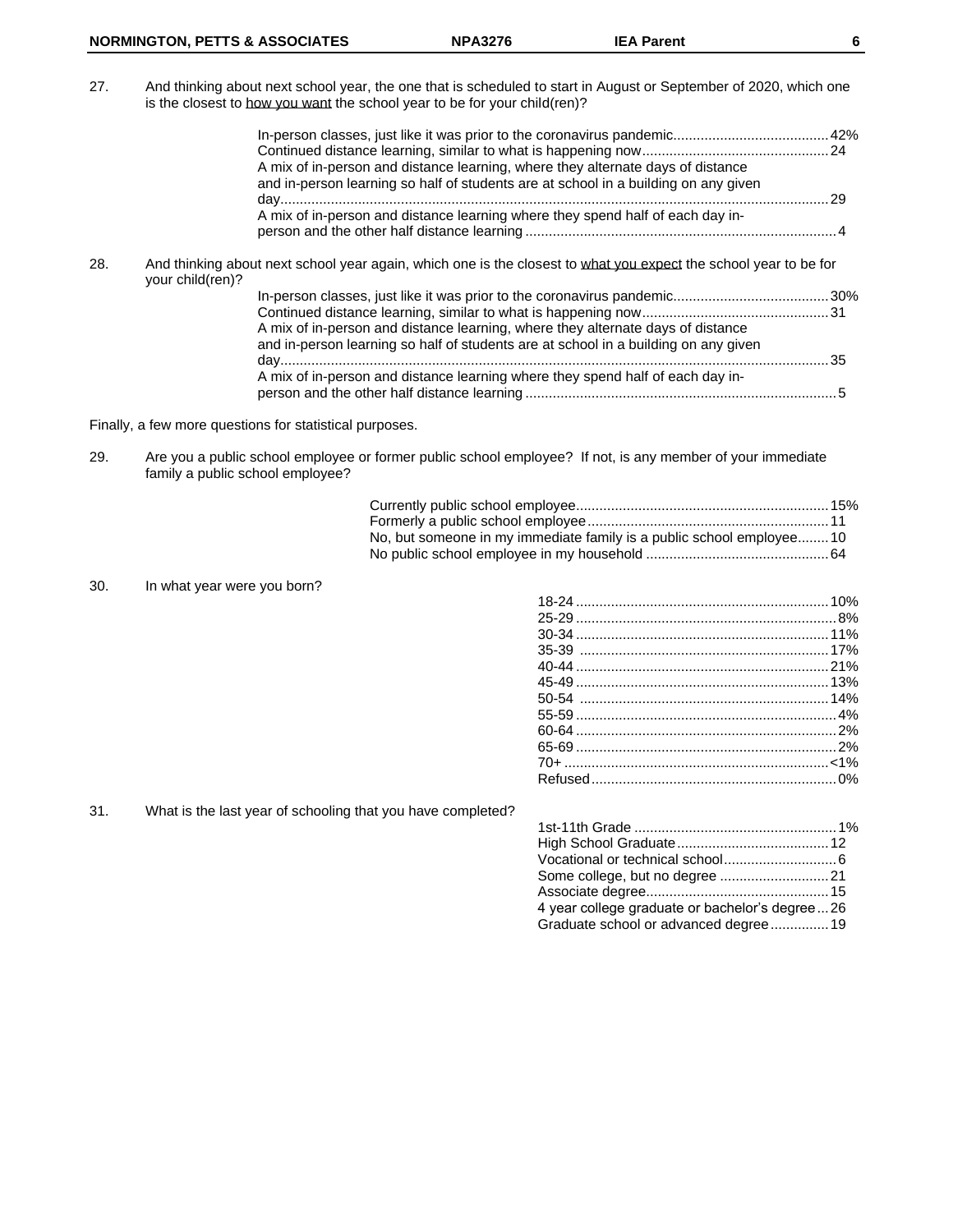27. And thinking about next school year, the one that is scheduled to start in August or September of 2020, which one is the closest to how you want the school year to be for your child(ren)?

| | |
|---|---|
| In-person classes, just like it was prior to the coronavirus pandemic | 42% |
| Continued distance learning, similar to what is happening now | 24 |
| A mix of in-person and distance learning, where they alternate days of distance and in-person learning so half of students are at school in a building on any given day | 29 |
| A mix of in-person and distance learning where they spend half of each day in-person and the other half distance learning | 4 |

28. And thinking about next school year again, which one is the closest to what you expect the school year to be for your child(ren)?

| | |
|---|---|
| In-person classes, just like it was prior to the coronavirus pandemic | 30% |
| Continued distance learning, similar to what is happening now | 31 |
| A mix of in-person and distance learning, where they alternate days of distance and in-person learning so half of students are at school in a building on any given day | 35 |
| A mix of in-person and distance learning where they spend half of each day in-person and the other half distance learning | 5 |

Finally, a few more questions for statistical purposes.

29. Are you a public school employee or former public school employee? If not, is any member of your immediate family a public school employee?

| | |
|---|---|
| Currently public school employee | 15% |
| Formerly a public school employee | 11 |
| No, but someone in my immediate family is a public school employee | 10 |
| No public school employee in my household | 64 |

30. In what year were you born?

| | |
|---|---|
| 18-24 | 10% |
| 25-29 | 8% |
| 30-34 | 11% |
| 35-39 | 17% |
| 40-44 | 21% |
| 45-49 | 13% |
| 50-54 | 14% |
| 55-59 | 4% |
| 60-64 | 2% |
| 65-69 | 2% |
| 70+ | <1% |
| Refused | 0% |

31. What is the last year of schooling that you have completed?

| | |
|---|---|
| 1st-11th Grade | 1% |
| High School Graduate | 12 |
| Vocational or technical school | 6 |
| Some college, but no degree | 21 |
| Associate degree | 15 |
| 4 year college graduate or bachelor's degree | 26 |
| Graduate school or advanced degree | 19 |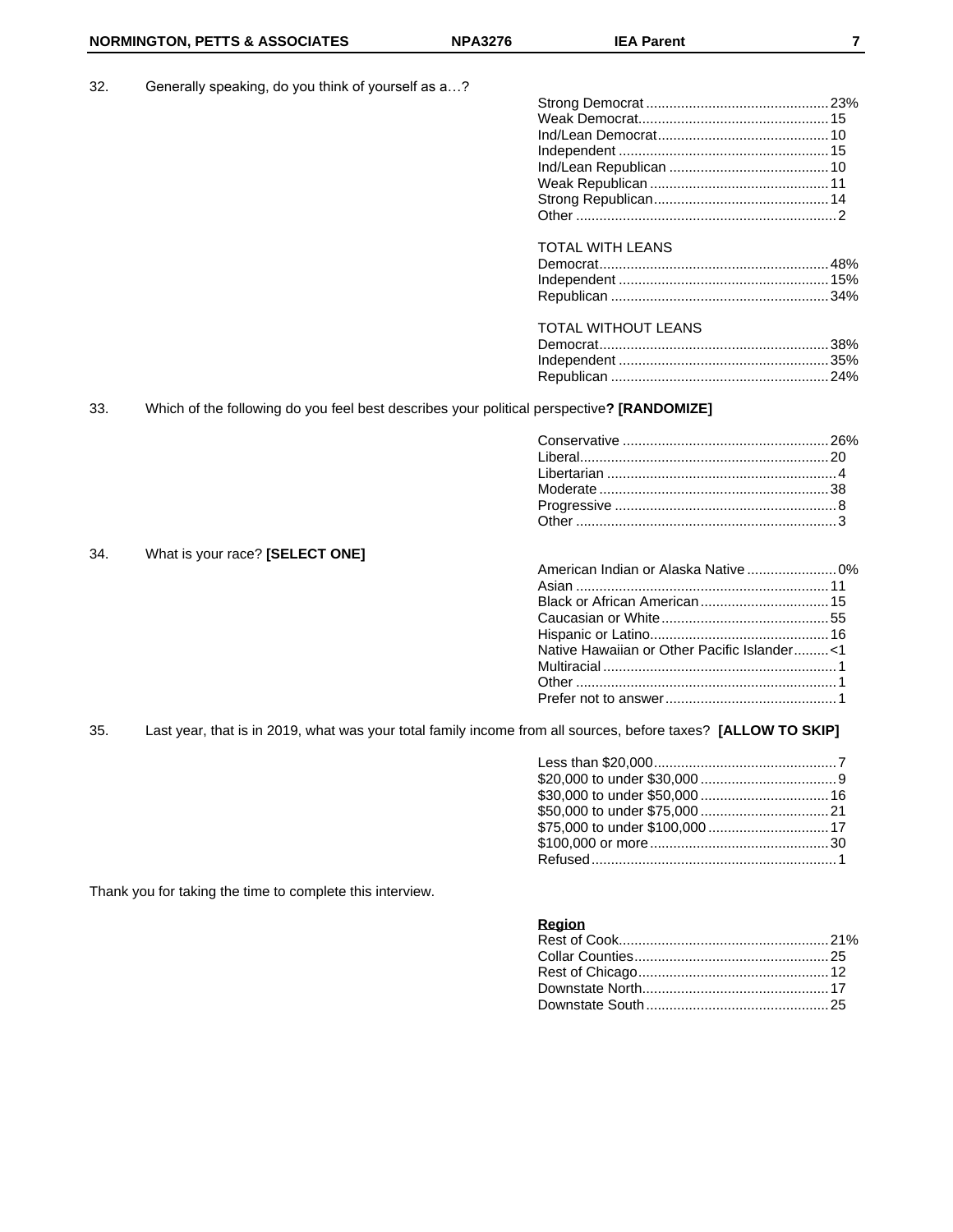32. Generally speaking, do you think of yourself as a…?

| | |
|---|---|
| Strong Democrat | 23% |
| Weak Democrat | 15 |
| Ind/Lean Democrat | 10 |
| Independent | 15 |
| Ind/Lean Republican | 10 |
| Weak Republican | 11 |
| Strong Republican | 14 |
| Other | 2 |

TOTAL WITH LEANS

| | |
|---|---|
| Democrat | 48% |
| Independent | 15% |
| Republican | 34% |

TOTAL WITHOUT LEANS

| | |
|---|---|
| Democrat | 38% |
| Independent | 35% |
| Republican | 24% |

33. Which of the following do you feel best describes your political perspective**? [RANDOMIZE]**

| | |
|---|---|
| Conservative | 26% |
| Liberal | 20 |
| Libertarian | 4 |
| Moderate | 38 |
| Progressive | 8 |
| Other | 3 |

34. What is your race? **[SELECT ONE]**

| | |
|---|---|
| American Indian or Alaska Native | 0% |
| Asian | 11 |
| Black or African American | 15 |
| Caucasian or White | 55 |
| Hispanic or Latino | 16 |
| Native Hawaiian or Other Pacific Islander | <1 |
| Multiracial | 1 |
| Other | 1 |
| Prefer not to answer | 1 |

35. Last year, that is in 2019, what was your total family income from all sources, before taxes? **[ALLOW TO SKIP]**

| | |
|---|---|
| Less than $20,000 | 7 |
| $20,000 to under $30,000 | 9 |
| $30,000 to under $50,000 | 16 |
| $50,000 to under $75,000 | 21 |
| $75,000 to under $100,000 | 17 |
| $100,000 or more | 30 |
| Refused | 1 |

Thank you for taking the time to complete this interview.

**Region**

| | |
|---|---|
| Rest of Cook | 21% |
| Collar Counties | 25 |
| Rest of Chicago | 12 |
| Downstate North | 17 |
| Downstate South | 25 |